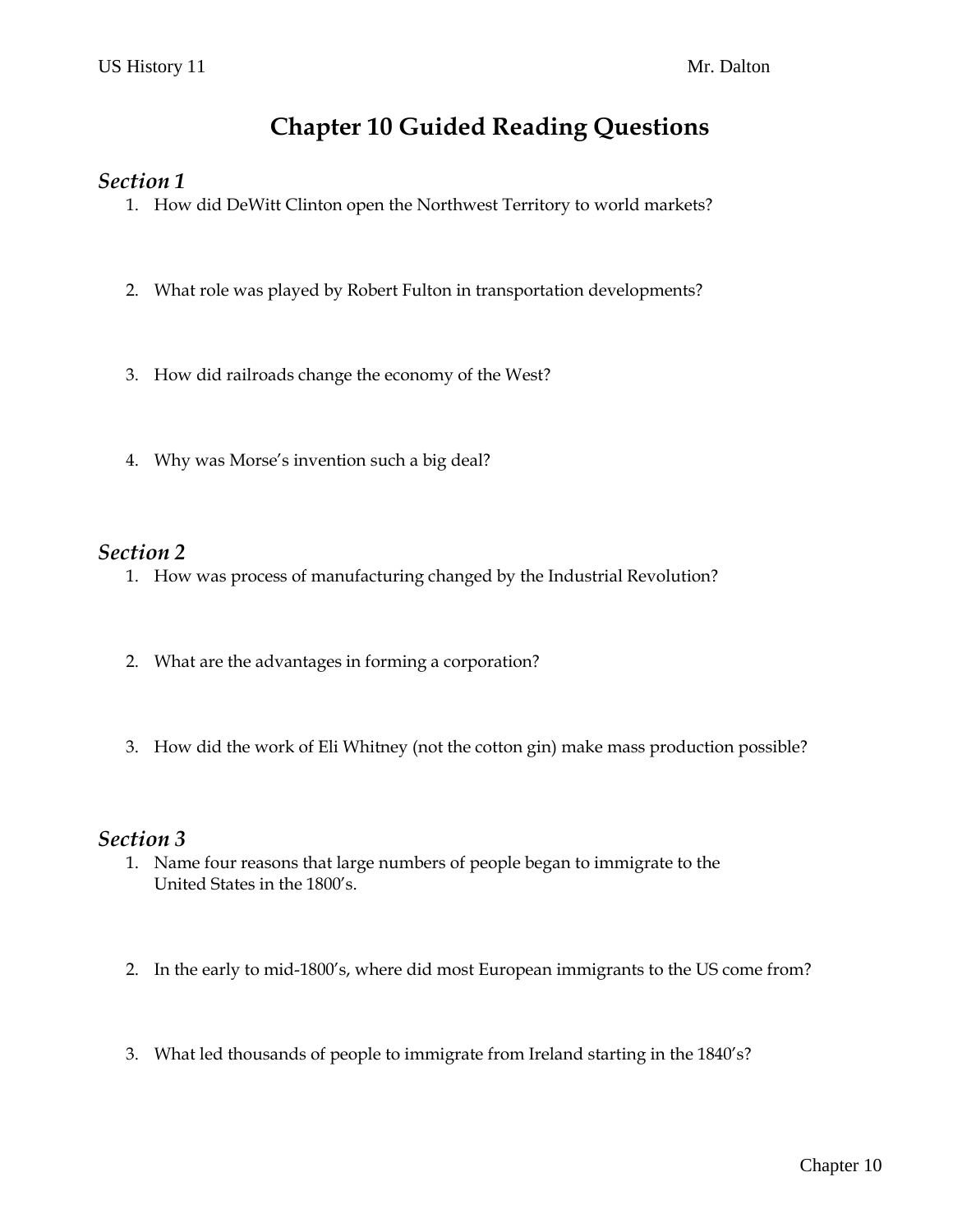US History 11 Mr. Dalton

# Chapter 10 Guided Reading Questions

## *Section 1*

1. How did DeWitt Clinton open the Northwest Territory to world markets?

2. What role was played by Robert Fulton in transportation developments?

3. How did railroads change the economy of the West?

4. Why was Morse's invention such a big deal?

## *Section 2*

1. How was process of manufacturing changed by the Industrial Revolution?

2. What are the advantages in forming a corporation?

3. How did the work of Eli Whitney (not the cotton gin) make mass production possible?

## *Section 3*

1. Name four reasons that large numbers of people began to immigrate to the United States in the 1800's.

2. In the early to mid-1800's, where did most European immigrants to the US come from?

3. What led thousands of people to immigrate from Ireland starting in the 1840's?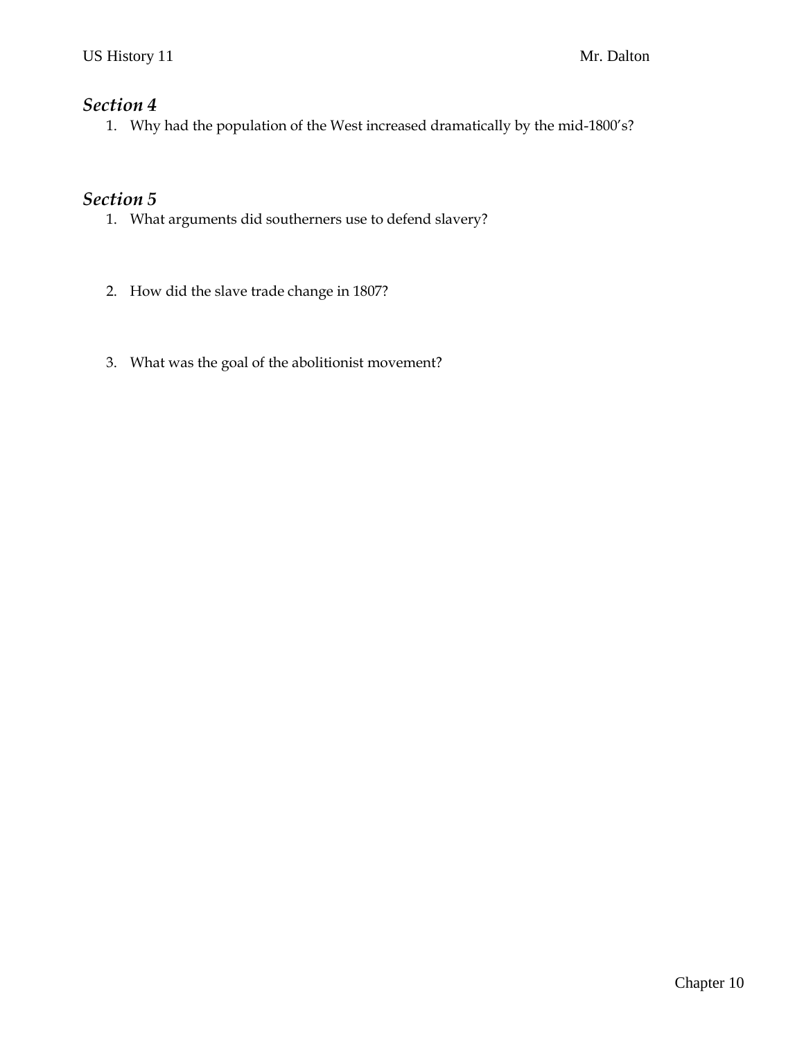## *Section 4*

1. Why had the population of the West increased dramatically by the mid-1800's?

## *Section 5*

1. What arguments did southerners use to defend slavery?

2. How did the slave trade change in 1807?

3. What was the goal of the abolitionist movement?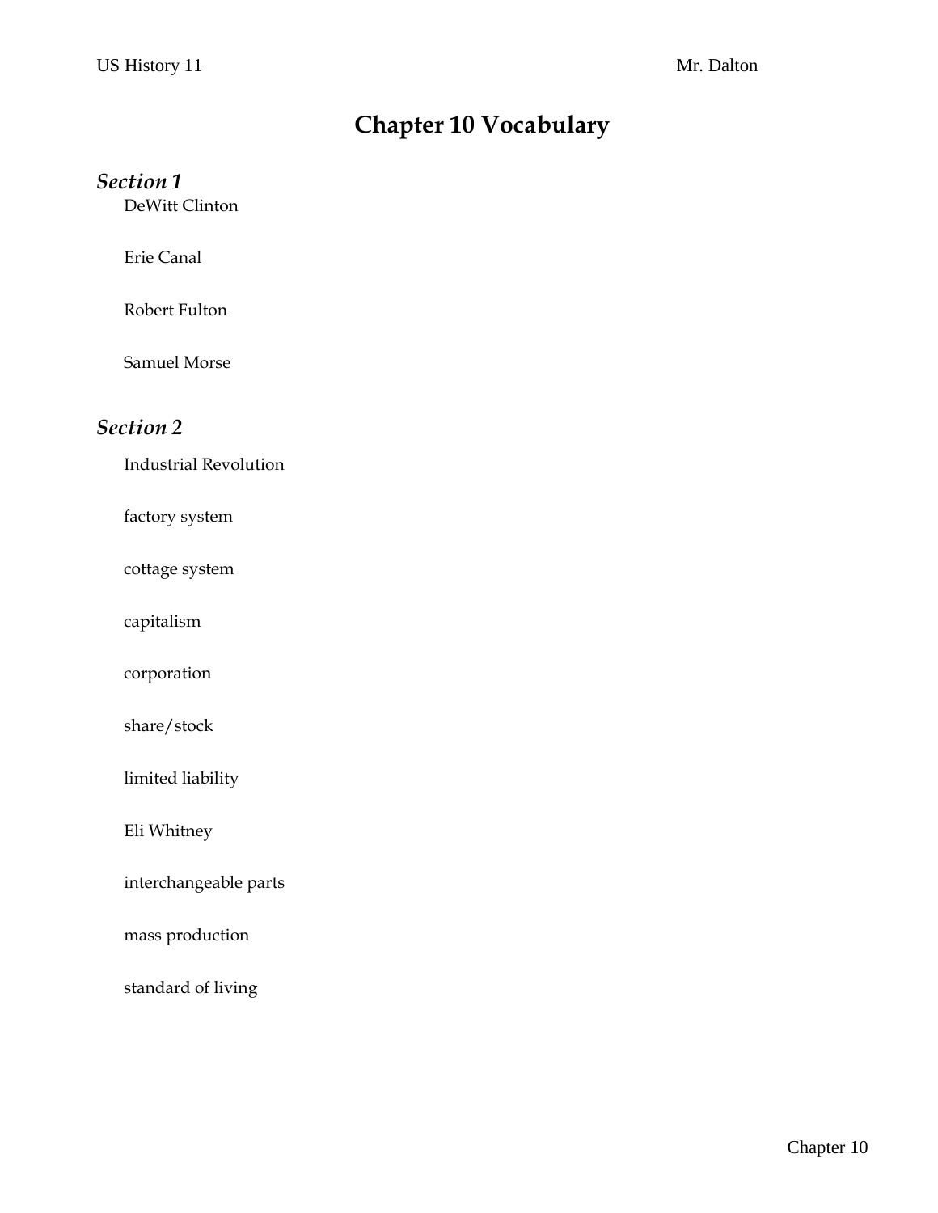# Chapter 10 Vocabulary

### *Section 1*

DeWitt Clinton

Erie Canal

Robert Fulton

Samuel Morse

### *Section 2*

Industrial Revolution

factory system

cottage system

capitalism

corporation

share/stock

limited liability

Eli Whitney

interchangeable parts

mass production

standard of living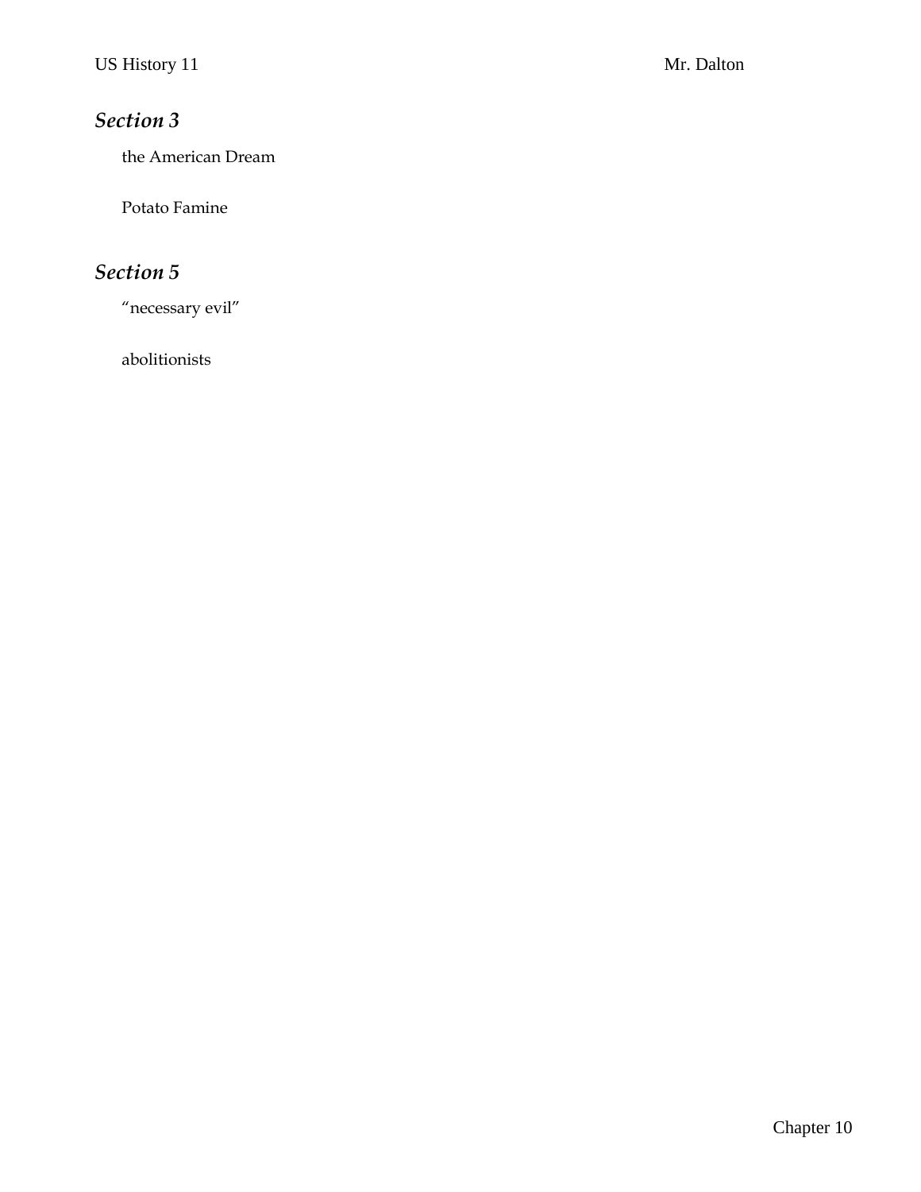## *Section 3*

the American Dream

Potato Famine

## *Section 5*

“necessary evil”

abolitionists